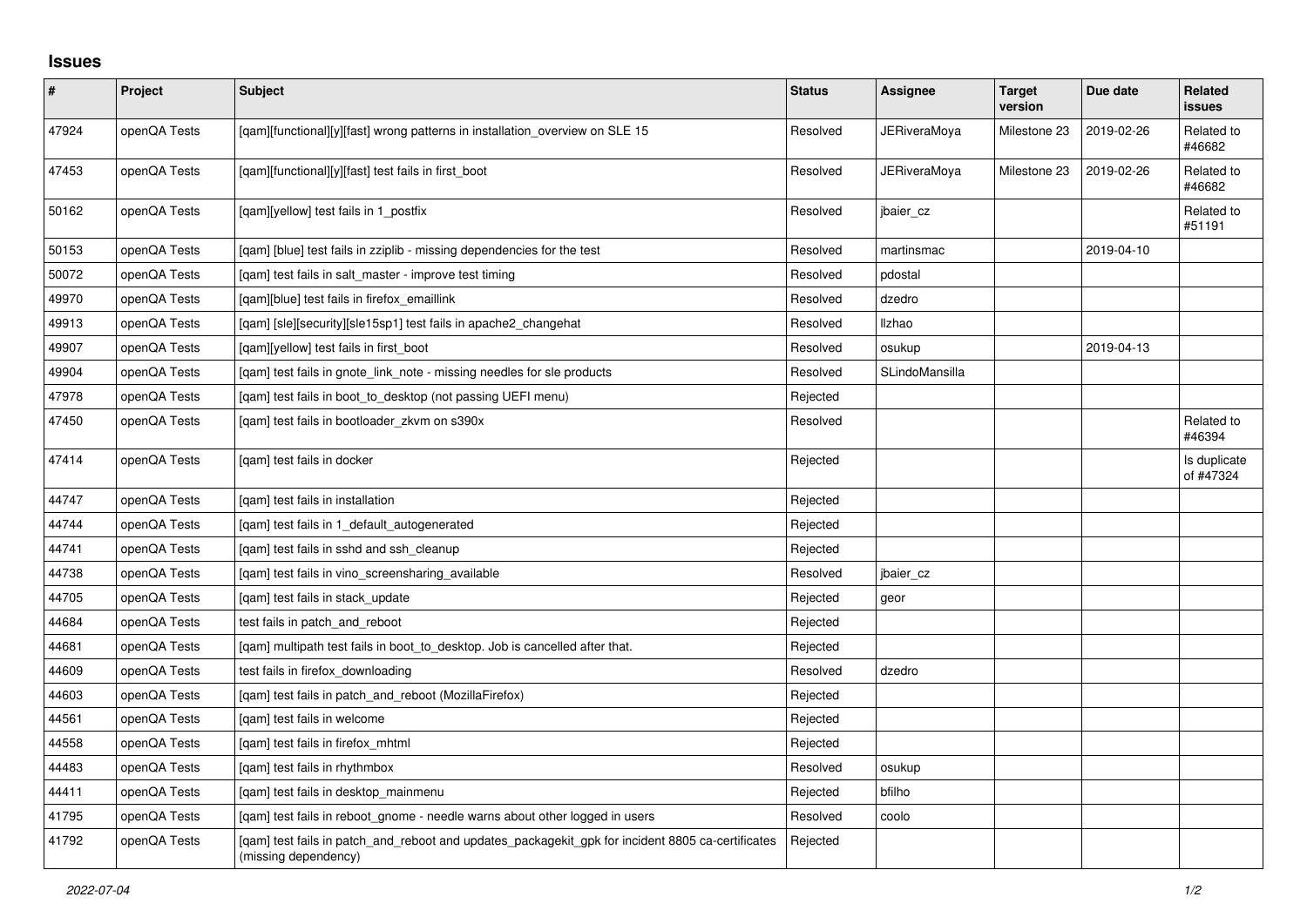# Issues

| # | Project | Subject | Status | Assignee | Target version | Due date | Related issues |
|---|---|---|---|---|---|---|---|
| 47924 | openQA Tests | [qam][functional][y][fast] wrong patterns in installation_overview on SLE 15 | Resolved | JERiveraMoya | Milestone 23 | 2019-02-26 | Related to #46682 |
| 47453 | openQA Tests | [qam][functional][y][fast] test fails in first_boot | Resolved | JERiveraMoya | Milestone 23 | 2019-02-26 | Related to #46682 |
| 50162 | openQA Tests | [qam][yellow] test fails in 1_postfix | Resolved | jbaier_cz | | | Related to #51191 |
| 50153 | openQA Tests | [qam] [blue] test fails in zziplib - missing dependencies for the test | Resolved | martinsmac | | 2019-04-10 | |
| 50072 | openQA Tests | [qam] test fails in salt_master - improve test timing | Resolved | pdostal | | | |
| 49970 | openQA Tests | [qam][blue] test fails in firefox_emaillink | Resolved | dzedro | | | |
| 49913 | openQA Tests | [qam] [sle][security][sle15sp1] test fails in apache2_changehat | Resolved | llzhao | | | |
| 49907 | openQA Tests | [qam][yellow] test fails in first_boot | Resolved | osukup | | 2019-04-13 | |
| 49904 | openQA Tests | [qam] test fails in gnote_link_note - missing needles for sle products | Resolved | SLindoMansilla | | | |
| 47978 | openQA Tests | [qam] test fails in boot_to_desktop (not passing UEFI menu) | Rejected | | | | |
| 47450 | openQA Tests | [qam] test fails in bootloader_zkvm on s390x | Resolved | | | | Related to #46394 |
| 47414 | openQA Tests | [qam] test fails in docker | Rejected | | | | Is duplicate of #47324 |
| 44747 | openQA Tests | [qam] test fails in installation | Rejected | | | | |
| 44744 | openQA Tests | [qam] test fails in 1_default_autogenerated | Rejected | | | | |
| 44741 | openQA Tests | [qam] test fails in sshd and ssh_cleanup | Rejected | | | | |
| 44738 | openQA Tests | [qam] test fails in vino_screensharing_available | Resolved | jbaier_cz | | | |
| 44705 | openQA Tests | [qam] test fails in stack_update | Rejected | geor | | | |
| 44684 | openQA Tests | test fails in patch_and_reboot | Rejected | | | | |
| 44681 | openQA Tests | [qam] multipath test fails in boot_to_desktop. Job is cancelled after that. | Rejected | | | | |
| 44609 | openQA Tests | test fails in firefox_downloading | Resolved | dzedro | | | |
| 44603 | openQA Tests | [qam] test fails in patch_and_reboot (MozillaFirefox) | Rejected | | | | |
| 44561 | openQA Tests | [qam] test fails in welcome | Rejected | | | | |
| 44558 | openQA Tests | [qam] test fails in firefox_mhtml | Rejected | | | | |
| 44483 | openQA Tests | [qam] test fails in rhythmbox | Resolved | osukup | | | |
| 44411 | openQA Tests | [qam] test fails in desktop_mainmenu | Rejected | bfilho | | | |
| 41795 | openQA Tests | [qam] test fails in reboot_gnome - needle warns about other logged in users | Resolved | coolo | | | |
| 41792 | openQA Tests | [qam] test fails in patch_and_reboot and updates_packagekit_gpk for incident 8805 ca-certificates (missing dependency) | Rejected | | | | |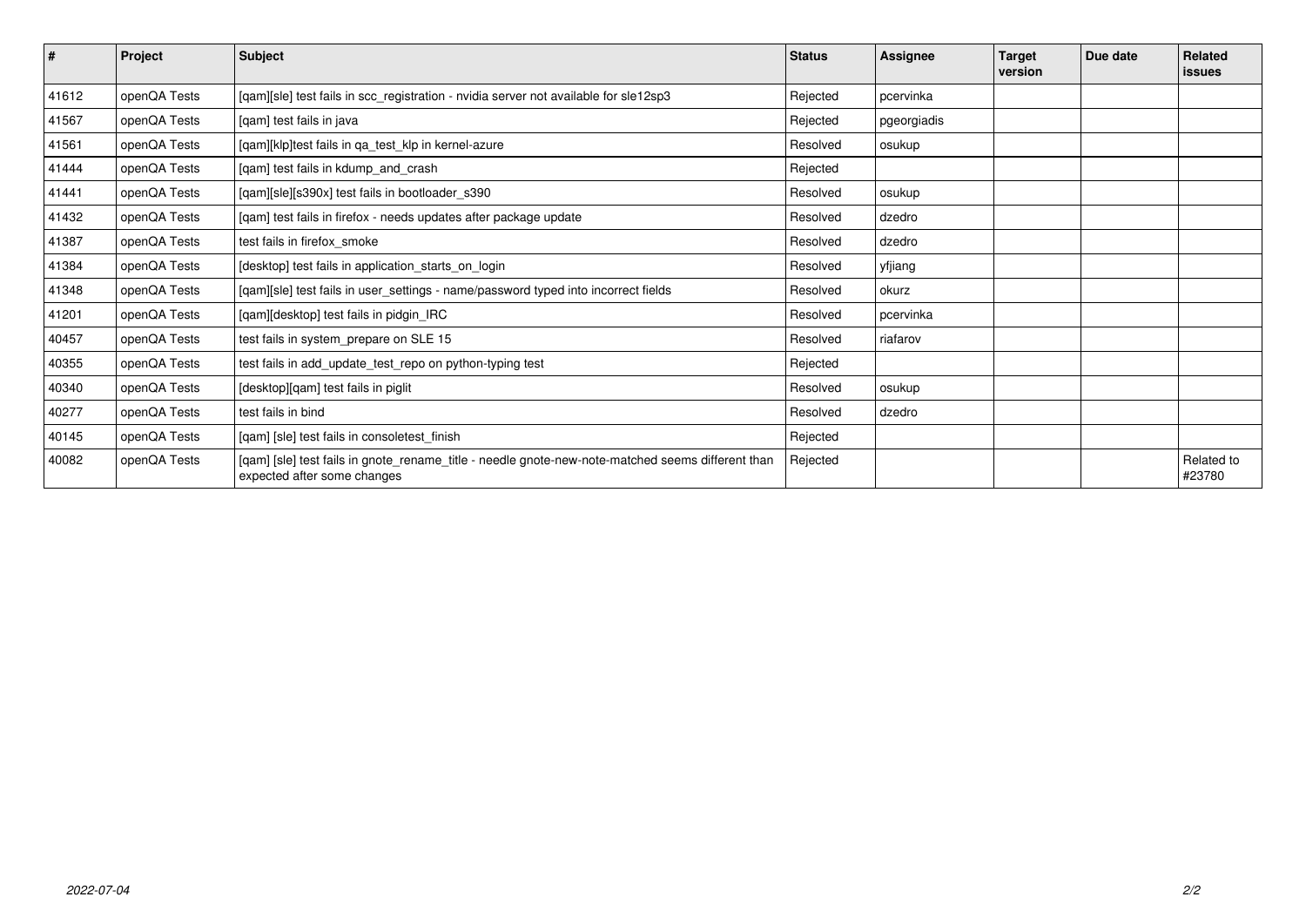| # | Project | Subject | Status | Assignee | Target version | Due date | Related issues |
|---|---|---|---|---|---|---|---|
| 41612 | openQA Tests | [qam][sle] test fails in scc_registration - nvidia server not available for sle12sp3 | Rejected | pcervinka | | | |
| 41567 | openQA Tests | [qam] test fails in java | Rejected | pgeorgiadis | | | |
| 41561 | openQA Tests | [qam][klp]test fails in qa_test_klp in kernel-azure | Resolved | osukup | | | |
| 41444 | openQA Tests | [qam] test fails in kdump_and_crash | Rejected | | | | |
| 41441 | openQA Tests | [qam][sle][s390x] test fails in bootloader_s390 | Resolved | osukup | | | |
| 41432 | openQA Tests | [qam] test fails in firefox - needs updates after package update | Resolved | dzedro | | | |
| 41387 | openQA Tests | test fails in firefox_smoke | Resolved | dzedro | | | |
| 41384 | openQA Tests | [desktop] test fails in application_starts_on_login | Resolved | yfjiang | | | |
| 41348 | openQA Tests | [qam][sle] test fails in user_settings - name/password typed into incorrect fields | Resolved | okurz | | | |
| 41201 | openQA Tests | [qam][desktop] test fails in pidgin_IRC | Resolved | pcervinka | | | |
| 40457 | openQA Tests | test fails in system_prepare on SLE 15 | Resolved | riafarov | | | |
| 40355 | openQA Tests | test fails in add_update_test_repo on python-typing test | Rejected | | | | |
| 40340 | openQA Tests | [desktop][qam] test fails in piglit | Resolved | osukup | | | |
| 40277 | openQA Tests | test fails in bind | Resolved | dzedro | | | |
| 40145 | openQA Tests | [qam] [sle] test fails in consoletest_finish | Rejected | | | | |
| 40082 | openQA Tests | [qam] [sle] test fails in gnote_rename_title - needle gnote-new-note-matched seems different than expected after some changes | Rejected | | | | Related to #23780 |